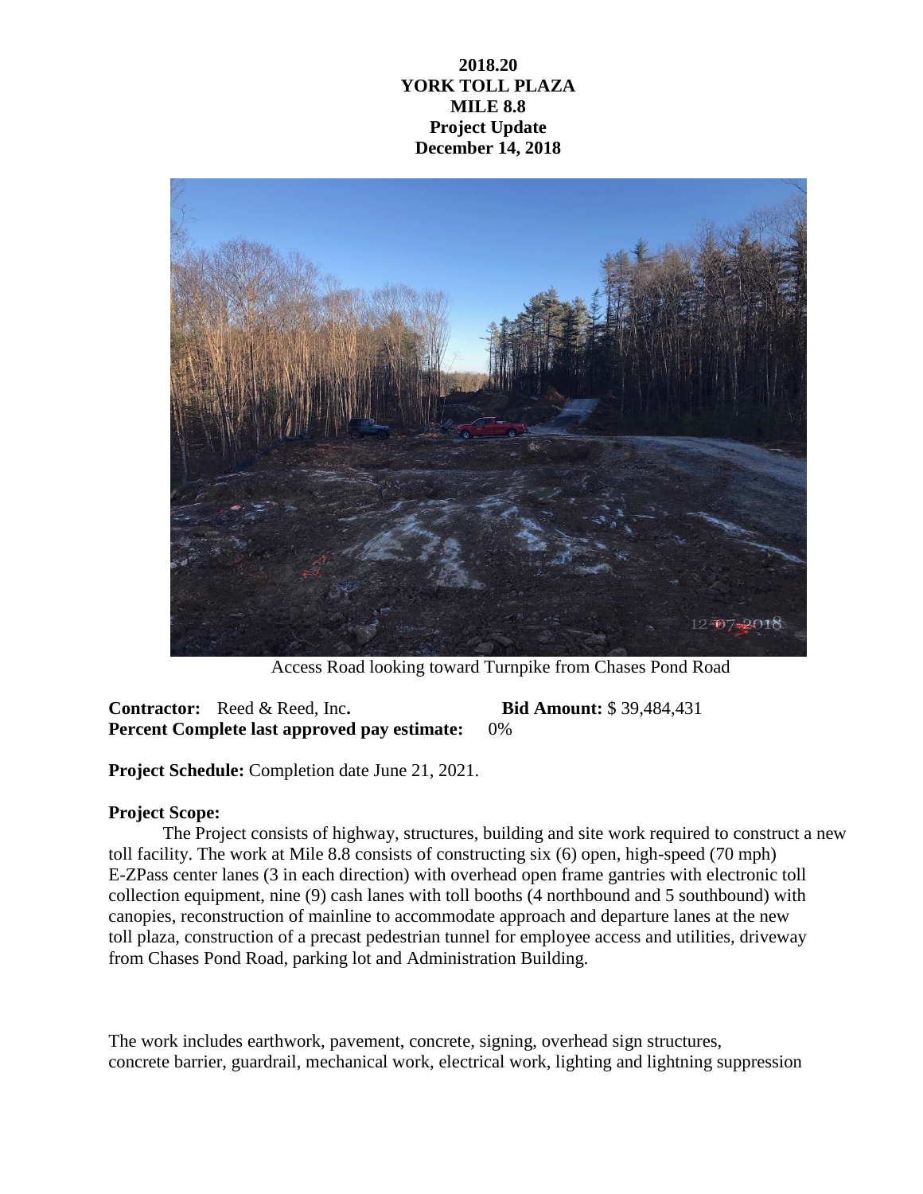**2018.20**
**YORK TOLL PLAZA**
**MILE 8.8**
**Project Update**
**December 14, 2018**

Access Road looking toward Turnpike from Chases Pond Road

**Contractor:** Reed & Reed, Inc. **Bid Amount:** $ 39,484,431
**Percent Complete last approved pay estimate:** 0%

**Project Schedule:** Completion date June 21, 2021.

**Project Scope:**

The Project consists of highway, structures, building and site work required to construct a new toll facility. The work at Mile 8.8 consists of constructing six (6) open, high-speed (70 mph) E-ZPass center lanes (3 in each direction) with overhead open frame gantries with electronic toll collection equipment, nine (9) cash lanes with toll booths (4 northbound and 5 southbound) with canopies, reconstruction of mainline to accommodate approach and departure lanes at the new toll plaza, construction of a precast pedestrian tunnel for employee access and utilities, driveway from Chases Pond Road, parking lot and Administration Building.

The work includes earthwork, pavement, concrete, signing, overhead sign structures, concrete barrier, guardrail, mechanical work, electrical work, lighting and lightning suppression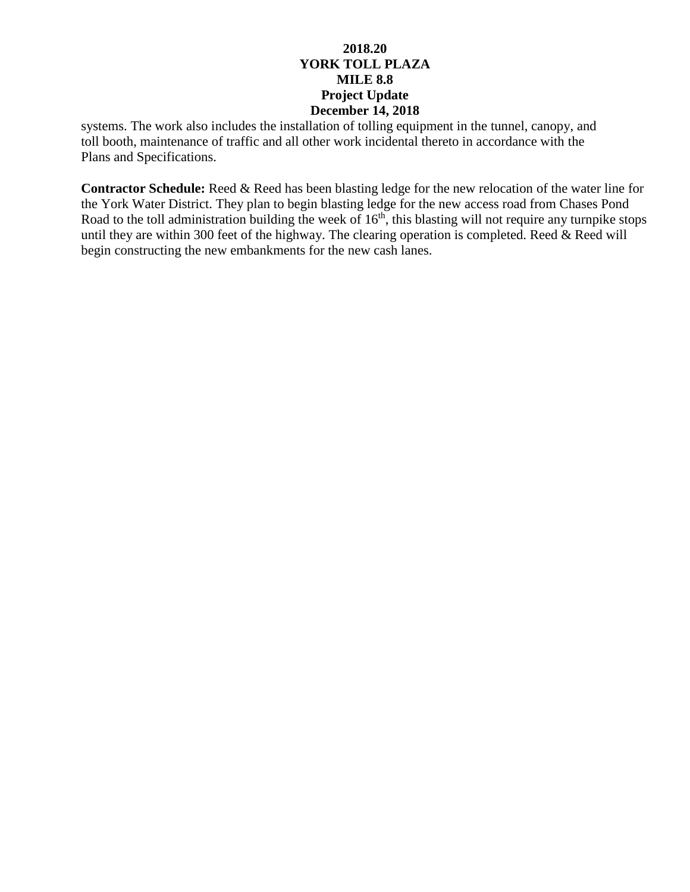systems. The work also includes the installation of tolling equipment in the tunnel, canopy, and toll booth, maintenance of traffic and all other work incidental thereto in accordance with the Plans and Specifications.

**Contractor Schedule:** Reed & Reed has been blasting ledge for the new relocation of the water line for the York Water District. They plan to begin blasting ledge for the new access road from Chases Pond Road to the toll administration building the week of 16th, this blasting will not require any turnpike stops until they are within 300 feet of the highway. The clearing operation is completed. Reed & Reed will begin constructing the new embankments for the new cash lanes.